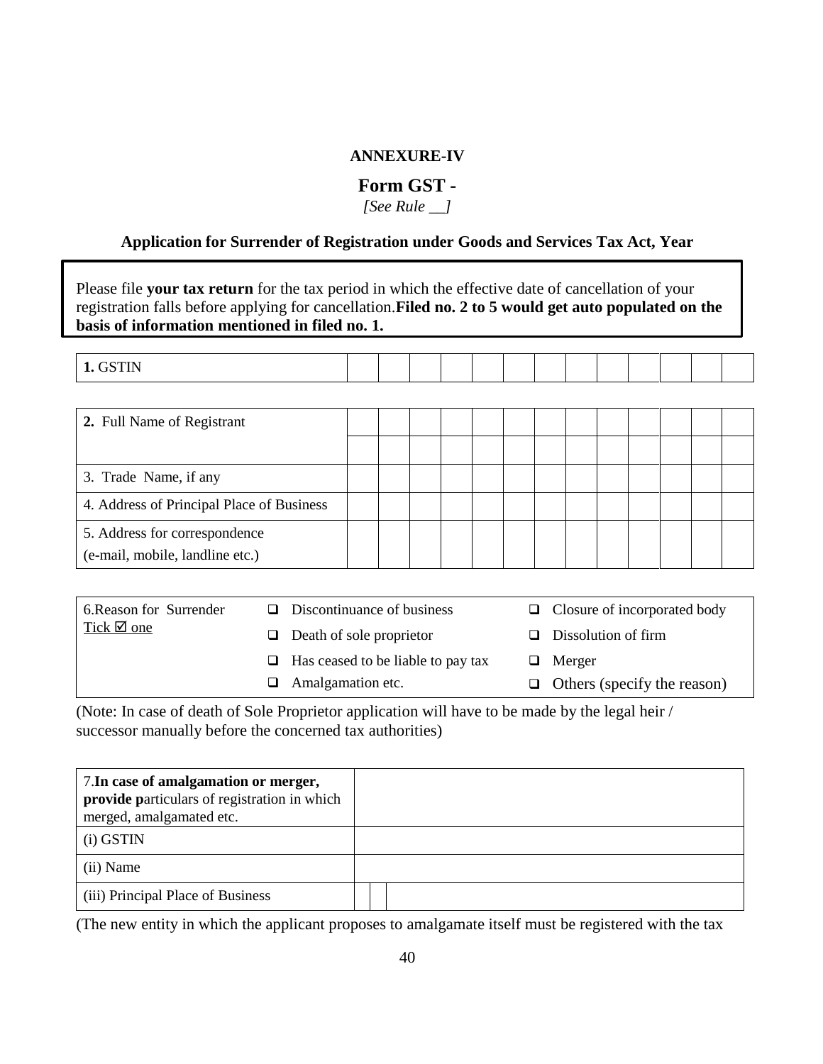**ANNEXURE-IV**

## Form GST -

*[See Rule __]*

**Application for Surrender of Registration under Goods and Services Tax Act, Year**

Please file **your tax return** for the tax period in which the effective date of cancellation of your registration falls before applying for cancellation.**Filed no. 2 to 5 would get auto populated on the basis of information mentioned in filed no. 1.**

| | | | | | | | | | | | | | |
|---|---|---|---|---|---|---|---|---|---|---|---|---|---|
| **1.** GSTIN | | | | | | | | | | | | | |

| | | | | | | | | | | | | | |
|---|---|---|---|---|---|---|---|---|---|---|---|---|---|
| **2.** Full Name of Registrant | | | | | | | | | | | | | |
| | | | | | | | | | | | | | |
| 3. Trade Name, if any | | | | | | | | | | | | | |
| 4. Address of Principal Place of Business | | | | | | | | | | | | | |
| 5. Address for correspondence (e-mail, mobile, landline etc.) | | | | | | | | | | | | | |

| | | |
|---|---|---|
| 6.Reason for Surrender Tick ☑ one | ❑ Discontinuance of business | ❑ Closure of incorporated body |
| | ❑ Death of sole proprietor | ❑ Dissolution of firm |
| | ❑ Has ceased to be liable to pay tax | ❑ Merger |
| | ❑ Amalgamation etc. | ❑ Others (specify the reason) |

(Note: In case of death of Sole Proprietor application will have to be made by the legal heir / successor manually before the concerned tax authorities)

| | |
|---|---|
| 7.**In case of amalgamation or merger, provide p**articulars of registration in which merged, amalgamated etc. | |
| (i) GSTIN | |
| (ii) Name | |
| (iii) Principal Place of Business | |

(The new entity in which the applicant proposes to amalgamate itself must be registered with the tax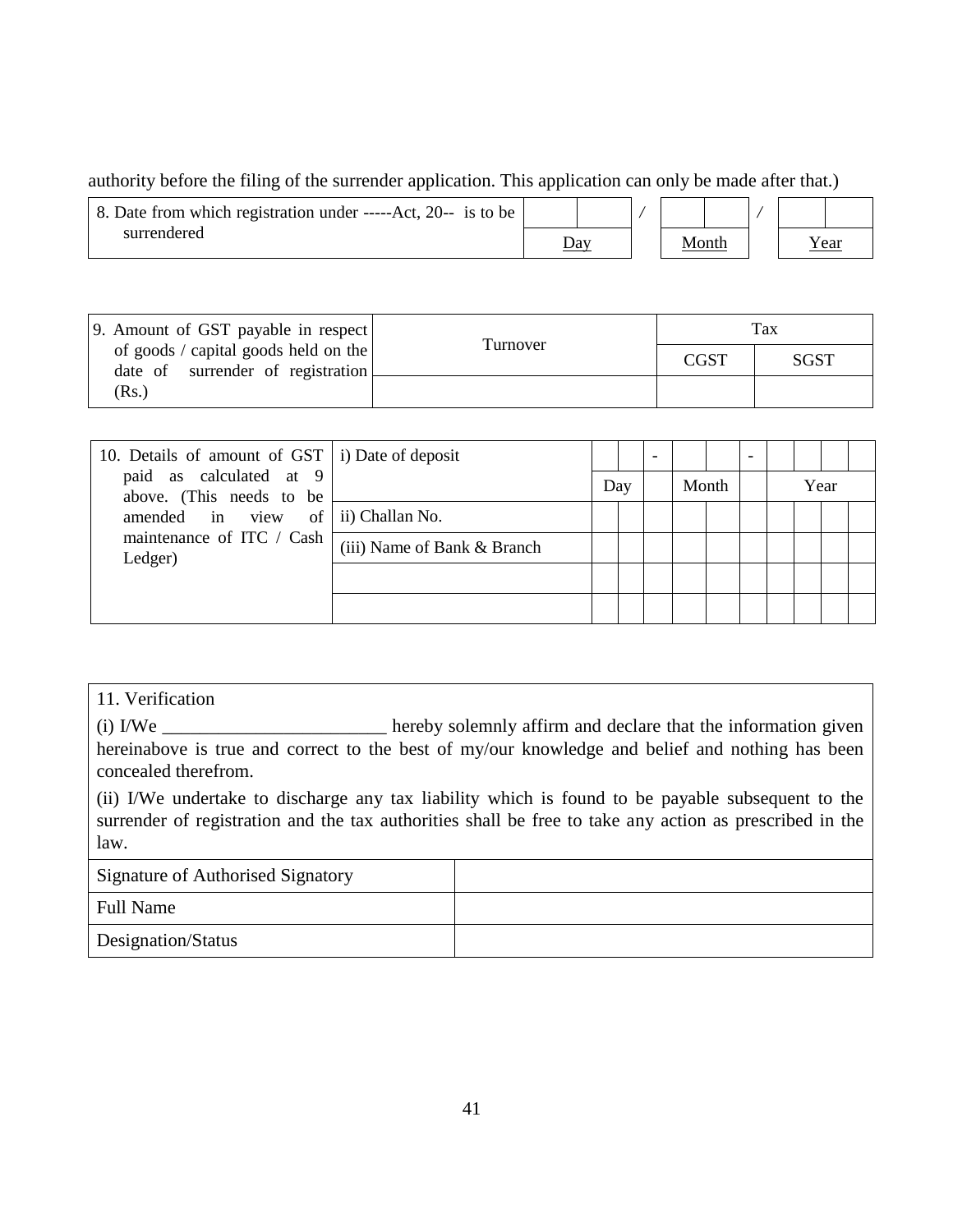authority before the filing of the surrender application. This application can only be made after that.)

| | | | | | | | | | |
|---|---|---|---|---|---|---|---|---|---|
| 8. Date from which registration under -----Act, 20-- is to be surrendered | | | / | | | / | | | |
| | Day | | | Month | | | Year | | |

| 9. Amount of GST payable in respect of goods / capital goods held on the date of surrender of registration (Rs.) | Turnover | Tax | |
|---|---|---|---|
| | | CGST | SGST |
| | | | |

| 10. Details of amount of GST paid as calculated at 9 above. (This needs to be amended in view of maintenance of ITC / Cash Ledger) | | | | | | | | | | | |
|---|---|---|---|---|---|---|---|---|---|---|---|
| | i) Date of deposit | | | - | | | - | | | | |
| | | Day | | | Month | | | Year | | | |
| | ii) Challan No. | | | | | | | | | | |
| | (iii) Name of Bank & Branch | | | | | | | | | | |
| | | | | | | | | | | | |
| | | | | | | | | | | | |

11. Verification

(i) I/We ________________________ hereby solemnly affirm and declare that the information given hereinabove is true and correct to the best of my/our knowledge and belief and nothing has been concealed therefrom.

(ii) I/We undertake to discharge any tax liability which is found to be payable subsequent to the surrender of registration and the tax authorities shall be free to take any action as prescribed in the law.

| | |
|---|---|
| Signature of Authorised Signatory | |
| Full Name | |
| Designation/Status | |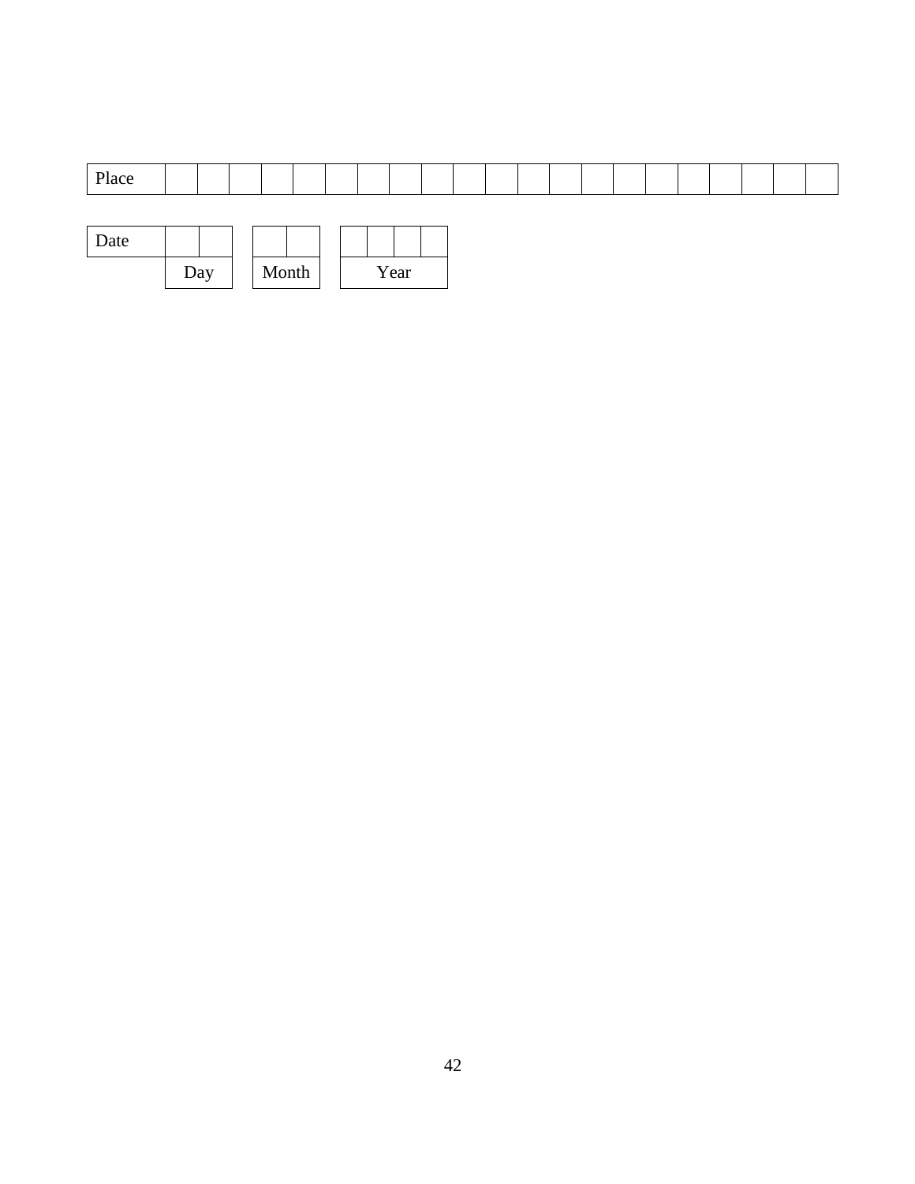| Place | | | | | | | | | | | | | | | | | | | | | | |
|---|---|---|---|---|---|---|---|---|---|---|---|---|---|---|---|---|---|---|---|---|---|---|

| Date | | | | | | | | | | |
|---|---|---|---|---|---|---|---|---|---|---|
| | Day | | | Month | | | Year | | | |